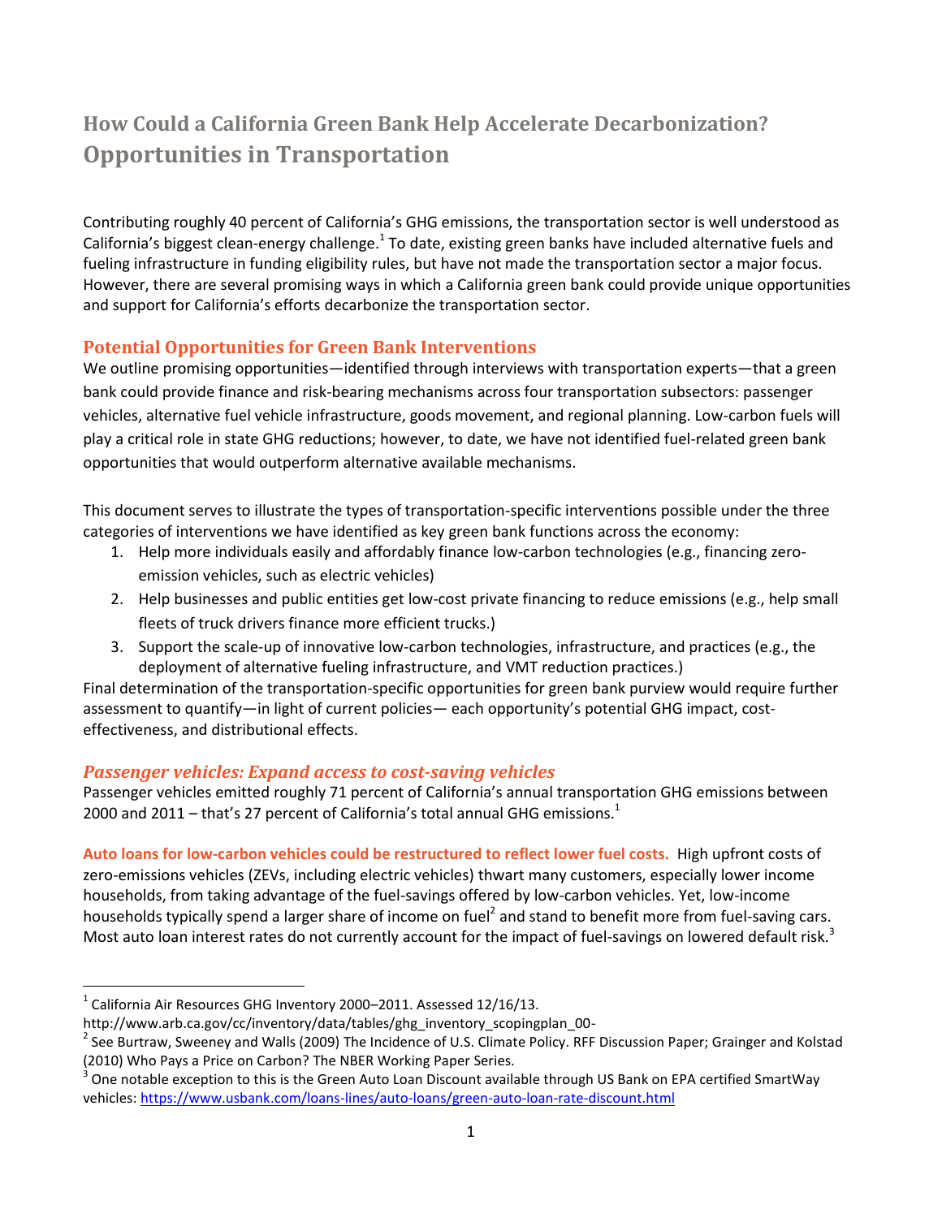# How Could a California Green Bank Help Accelerate Decarbonization?
## Opportunities in Transportation

Contributing roughly 40 percent of California's GHG emissions, the transportation sector is well understood as California's biggest clean-energy challenge.[1] To date, existing green banks have included alternative fuels and fueling infrastructure in funding eligibility rules, but have not made the transportation sector a major focus. However, there are several promising ways in which a California green bank could provide unique opportunities and support for California's efforts decarbonize the transportation sector.

### Potential Opportunities for Green Bank Interventions

We outline promising opportunities—identified through interviews with transportation experts—that a green bank could provide finance and risk-bearing mechanisms across four transportation subsectors: passenger vehicles, alternative fuel vehicle infrastructure, goods movement, and regional planning. Low-carbon fuels will play a critical role in state GHG reductions; however, to date, we have not identified fuel-related green bank opportunities that would outperform alternative available mechanisms.

This document serves to illustrate the types of transportation-specific interventions possible under the three categories of interventions we have identified as key green bank functions across the economy:

1. Help more individuals easily and affordably finance low-carbon technologies (e.g., financing zero-emission vehicles, such as electric vehicles)
2. Help businesses and public entities get low-cost private financing to reduce emissions (e.g., help small fleets of truck drivers finance more efficient trucks.)
3. Support the scale-up of innovative low-carbon technologies, infrastructure, and practices (e.g., the deployment of alternative fueling infrastructure, and VMT reduction practices.)

Final determination of the transportation-specific opportunities for green bank purview would require further assessment to quantify—in light of current policies— each opportunity's potential GHG impact, cost-effectiveness, and distributional effects.

### *Passenger vehicles: Expand access to cost-saving vehicles*

Passenger vehicles emitted roughly 71 percent of California's annual transportation GHG emissions between 2000 and 2011 – that's 27 percent of California's total annual GHG emissions.[1]

**Auto loans for low-carbon vehicles could be restructured to reflect lower fuel costs.** High upfront costs of zero-emissions vehicles (ZEVs, including electric vehicles) thwart many customers, especially lower income households, from taking advantage of the fuel-savings offered by low-carbon vehicles. Yet, low-income households typically spend a larger share of income on fuel[2] and stand to benefit more from fuel-saving cars. Most auto loan interest rates do not currently account for the impact of fuel-savings on lowered default risk.[3]

---

[1] California Air Resources GHG Inventory 2000–2011. Assessed 12/16/13. http://www.arb.ca.gov/cc/inventory/data/tables/ghg_inventory_scopingplan_00-

[2] See Burtraw, Sweeney and Walls (2009) The Incidence of U.S. Climate Policy. RFF Discussion Paper; Grainger and Kolstad (2010) Who Pays a Price on Carbon? The NBER Working Paper Series.

[3] One notable exception to this is the Green Auto Loan Discount available through US Bank on EPA certified SmartWay vehicles: https://www.usbank.com/loans-lines/auto-loans/green-auto-loan-rate-discount.html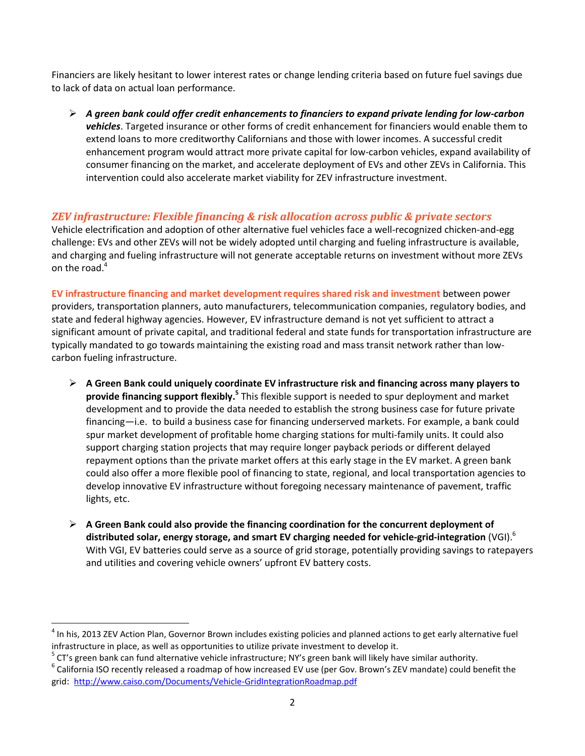Financiers are likely hesitant to lower interest rates or change lending criteria based on future fuel savings due to lack of data on actual loan performance.

- ***A green bank could offer credit enhancements to financiers to expand private lending for low-carbon vehicles***. Targeted insurance or other forms of credit enhancement for financiers would enable them to extend loans to more creditworthy Californians and those with lower incomes. A successful credit enhancement program would attract more private capital for low-carbon vehicles, expand availability of consumer financing on the market, and accelerate deployment of EVs and other ZEVs in California. This intervention could also accelerate market viability for ZEV infrastructure investment.

### *ZEV infrastructure: Flexible financing & risk allocation across public & private sectors*

Vehicle electrification and adoption of other alternative fuel vehicles face a well-recognized chicken-and-egg challenge: EVs and other ZEVs will not be widely adopted until charging and fueling infrastructure is available, and charging and fueling infrastructure will not generate acceptable returns on investment without more ZEVs on the road.[4]

**EV infrastructure financing and market development requires shared risk and investment** between power providers, transportation planners, auto manufacturers, telecommunication companies, regulatory bodies, and state and federal highway agencies. However, EV infrastructure demand is not yet sufficient to attract a significant amount of private capital, and traditional federal and state funds for transportation infrastructure are typically mandated to go towards maintaining the existing road and mass transit network rather than low-carbon fueling infrastructure.

- **A Green Bank could uniquely coordinate EV infrastructure risk and financing across many players to provide financing support flexibly.**[5] This flexible support is needed to spur deployment and market development and to provide the data needed to establish the strong business case for future private financing—i.e. to build a business case for financing underserved markets. For example, a bank could spur market development of profitable home charging stations for multi-family units. It could also support charging station projects that may require longer payback periods or different delayed repayment options than the private market offers at this early stage in the EV market. A green bank could also offer a more flexible pool of financing to state, regional, and local transportation agencies to develop innovative EV infrastructure without foregoing necessary maintenance of pavement, traffic lights, etc.

- **A Green Bank could also provide the financing coordination for the concurrent deployment of distributed solar, energy storage, and smart EV charging needed for vehicle-grid-integration** (VGI).[6] With VGI, EV batteries could serve as a source of grid storage, potentially providing savings to ratepayers and utilities and covering vehicle owners' upfront EV battery costs.

---

[4] In his, 2013 ZEV Action Plan, Governor Brown includes existing policies and planned actions to get early alternative fuel infrastructure in place, as well as opportunities to utilize private investment to develop it.

[5] CT's green bank can fund alternative vehicle infrastructure; NY's green bank will likely have similar authority.

[6] California ISO recently released a roadmap of how increased EV use (per Gov. Brown's ZEV mandate) could benefit the grid: http://www.caiso.com/Documents/Vehicle-GridIntegrationRoadmap.pdf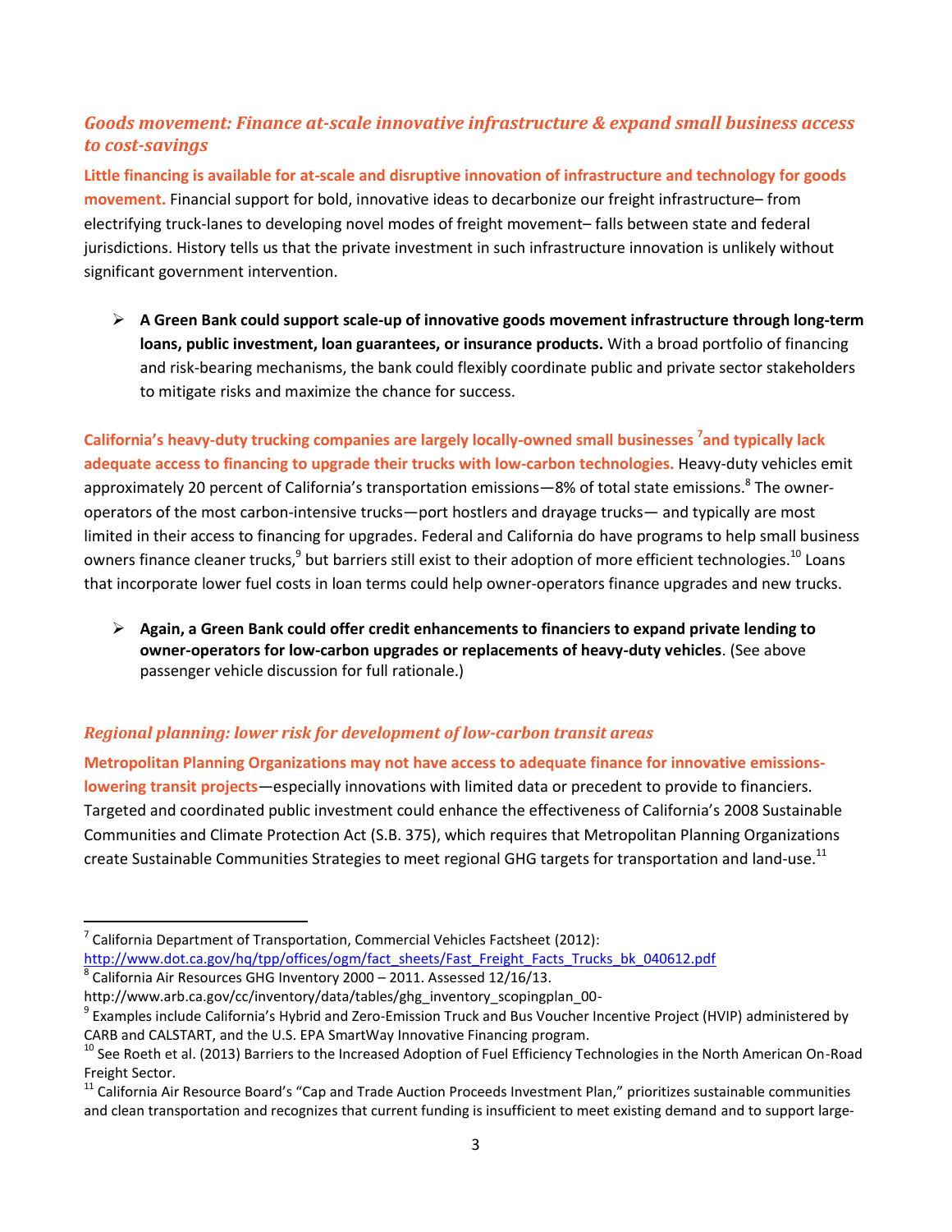### *Goods movement: Finance at-scale innovative infrastructure & expand small business access to cost-savings*

**Little financing is available for at-scale and disruptive innovation of infrastructure and technology for goods movement.** Financial support for bold, innovative ideas to decarbonize our freight infrastructure– from electrifying truck-lanes to developing novel modes of freight movement– falls between state and federal jurisdictions. History tells us that the private investment in such infrastructure innovation is unlikely without significant government intervention.

- **A Green Bank could support scale-up of innovative goods movement infrastructure through long-term loans, public investment, loan guarantees, or insurance products.** With a broad portfolio of financing and risk-bearing mechanisms, the bank could flexibly coordinate public and private sector stakeholders to mitigate risks and maximize the chance for success.

**California's heavy-duty trucking companies are largely locally-owned small businesses [7] and typically lack adequate access to financing to upgrade their trucks with low-carbon technologies.** Heavy-duty vehicles emit approximately 20 percent of California's transportation emissions—8% of total state emissions.[8] The owner-operators of the most carbon-intensive trucks—port hostlers and drayage trucks— and typically are most limited in their access to financing for upgrades. Federal and California do have programs to help small business owners finance cleaner trucks,[9] but barriers still exist to their adoption of more efficient technologies.[10] Loans that incorporate lower fuel costs in loan terms could help owner-operators finance upgrades and new trucks.

- **Again, a Green Bank could offer credit enhancements to financiers to expand private lending to owner-operators for low-carbon upgrades or replacements of heavy-duty vehicles**. (See above passenger vehicle discussion for full rationale.)

### *Regional planning: lower risk for development of low-carbon transit areas*

**Metropolitan Planning Organizations may not have access to adequate finance for innovative emissions-lowering transit projects**—especially innovations with limited data or precedent to provide to financiers. Targeted and coordinated public investment could enhance the effectiveness of California's 2008 Sustainable Communities and Climate Protection Act (S.B. 375), which requires that Metropolitan Planning Organizations create Sustainable Communities Strategies to meet regional GHG targets for transportation and land-use.[11]

---

[7] California Department of Transportation, Commercial Vehicles Factsheet (2012): http://www.dot.ca.gov/hq/tpp/offices/ogm/fact_sheets/Fast_Freight_Facts_Trucks_bk_040612.pdf

[8] California Air Resources GHG Inventory 2000 – 2011. Assessed 12/16/13. http://www.arb.ca.gov/cc/inventory/data/tables/ghg_inventory_scopingplan_00-

[9] Examples include California's Hybrid and Zero-Emission Truck and Bus Voucher Incentive Project (HVIP) administered by CARB and CALSTART, and the U.S. EPA SmartWay Innovative Financing program.

[10] See Roeth et al. (2013) Barriers to the Increased Adoption of Fuel Efficiency Technologies in the North American On-Road Freight Sector.

[11] California Air Resource Board's "Cap and Trade Auction Proceeds Investment Plan," prioritizes sustainable communities and clean transportation and recognizes that current funding is insufficient to meet existing demand and to support large-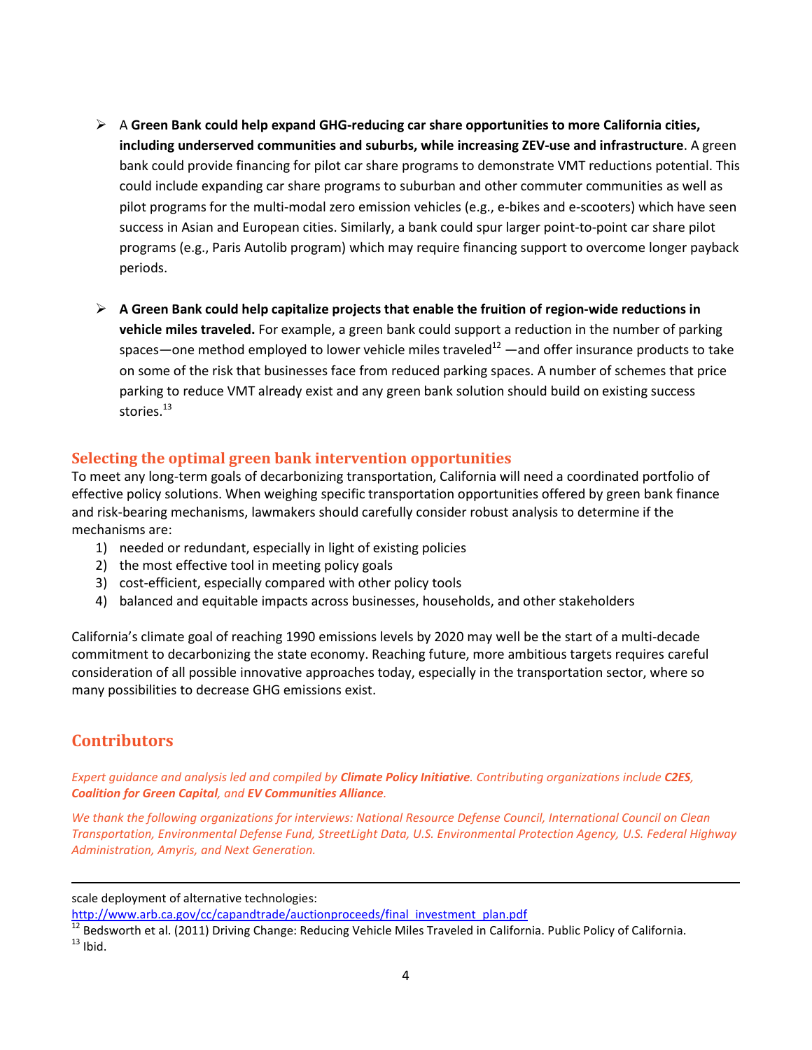- A **Green Bank could help expand GHG-reducing car share opportunities to more California cities, including underserved communities and suburbs, while increasing ZEV-use and infrastructure**. A green bank could provide financing for pilot car share programs to demonstrate VMT reductions potential. This could include expanding car share programs to suburban and other commuter communities as well as pilot programs for the multi-modal zero emission vehicles (e.g., e-bikes and e-scooters) which have seen success in Asian and European cities. Similarly, a bank could spur larger point-to-point car share pilot programs (e.g., Paris Autolib program) which may require financing support to overcome longer payback periods.

- **A Green Bank could help capitalize projects that enable the fruition of region-wide reductions in vehicle miles traveled.** For example, a green bank could support a reduction in the number of parking spaces—one method employed to lower vehicle miles traveled[12] —and offer insurance products to take on some of the risk that businesses face from reduced parking spaces. A number of schemes that price parking to reduce VMT already exist and any green bank solution should build on existing success stories.[13]

## Selecting the optimal green bank intervention opportunities

To meet any long-term goals of decarbonizing transportation, California will need a coordinated portfolio of effective policy solutions. When weighing specific transportation opportunities offered by green bank finance and risk-bearing mechanisms, lawmakers should carefully consider robust analysis to determine if the mechanisms are:

1) needed or redundant, especially in light of existing policies
2) the most effective tool in meeting policy goals
3) cost-efficient, especially compared with other policy tools
4) balanced and equitable impacts across businesses, households, and other stakeholders

California's climate goal of reaching 1990 emissions levels by 2020 may well be the start of a multi-decade commitment to decarbonizing the state economy. Reaching future, more ambitious targets requires careful consideration of all possible innovative approaches today, especially in the transportation sector, where so many possibilities to decrease GHG emissions exist.

## Contributors

*Expert guidance and analysis led and compiled by **Climate Policy Initiative**. Contributing organizations include **C2ES**, **Coalition for Green Capital**, and **EV Communities Alliance**.*

*We thank the following organizations for interviews: National Resource Defense Council, International Council on Clean Transportation, Environmental Defense Fund, StreetLight Data, U.S. Environmental Protection Agency, U.S. Federal Highway Administration, Amyris, and Next Generation.*

---

scale deployment of alternative technologies: http://www.arb.ca.gov/cc/capandtrade/auctionproceeds/final_investment_plan.pdf

[12] Bedsworth et al. (2011) Driving Change: Reducing Vehicle Miles Traveled in California. Public Policy of California.

[13] Ibid.